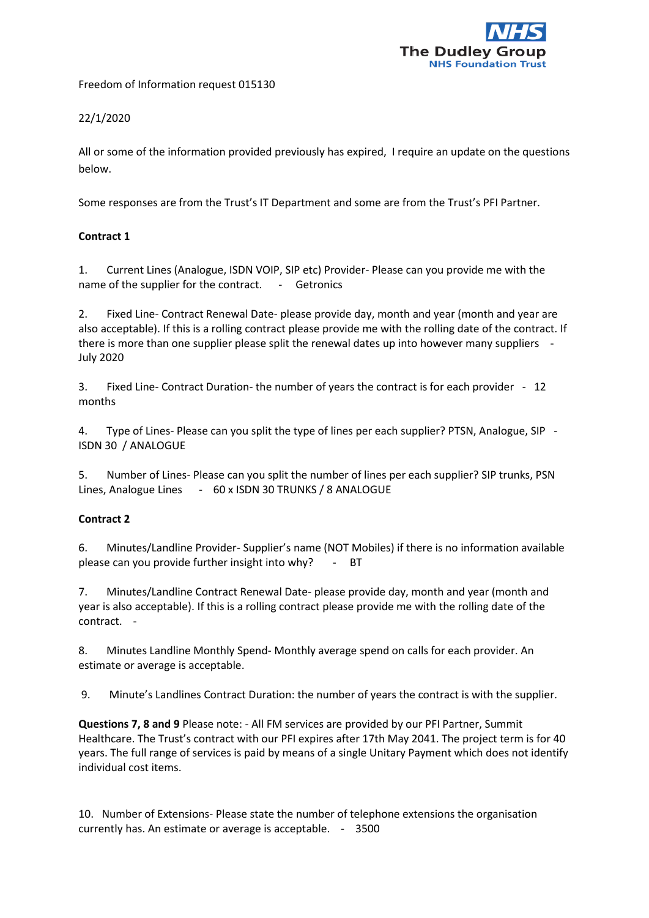Freedom of Information request 015130

22/1/2020

All or some of the information provided previously has expired, I require an update on the questions below.

Some responses are from the Trust's IT Department and some are from the Trust's PFI Partner.

**Contract 1**

1. Current Lines (Analogue, ISDN VOIP, SIP etc) Provider- Please can you provide me with the name of the supplier for the contract. - Getronics

2. Fixed Line- Contract Renewal Date- please provide day, month and year (month and year are also acceptable). If this is a rolling contract please provide me with the rolling date of the contract. If there is more than one supplier please split the renewal dates up into however many suppliers - July 2020

3. Fixed Line- Contract Duration- the number of years the contract is for each provider - 12 months

4. Type of Lines- Please can you split the type of lines per each supplier? PTSN, Analogue, SIP - ISDN 30 / ANALOGUE

5. Number of Lines- Please can you split the number of lines per each supplier? SIP trunks, PSN Lines, Analogue Lines - 60 x ISDN 30 TRUNKS / 8 ANALOGUE

**Contract 2**

6. Minutes/Landline Provider- Supplier's name (NOT Mobiles) if there is no information available please can you provide further insight into why? - BT

7. Minutes/Landline Contract Renewal Date- please provide day, month and year (month and year is also acceptable). If this is a rolling contract please provide me with the rolling date of the contract. -

8. Minutes Landline Monthly Spend- Monthly average spend on calls for each provider. An estimate or average is acceptable.

9. Minute's Landlines Contract Duration: the number of years the contract is with the supplier.

**Questions 7, 8 and 9** Please note: - All FM services are provided by our PFI Partner, Summit Healthcare. The Trust's contract with our PFI expires after 17th May 2041. The project term is for 40 years. The full range of services is paid by means of a single Unitary Payment which does not identify individual cost items.

10. Number of Extensions- Please state the number of telephone extensions the organisation currently has. An estimate or average is acceptable. - 3500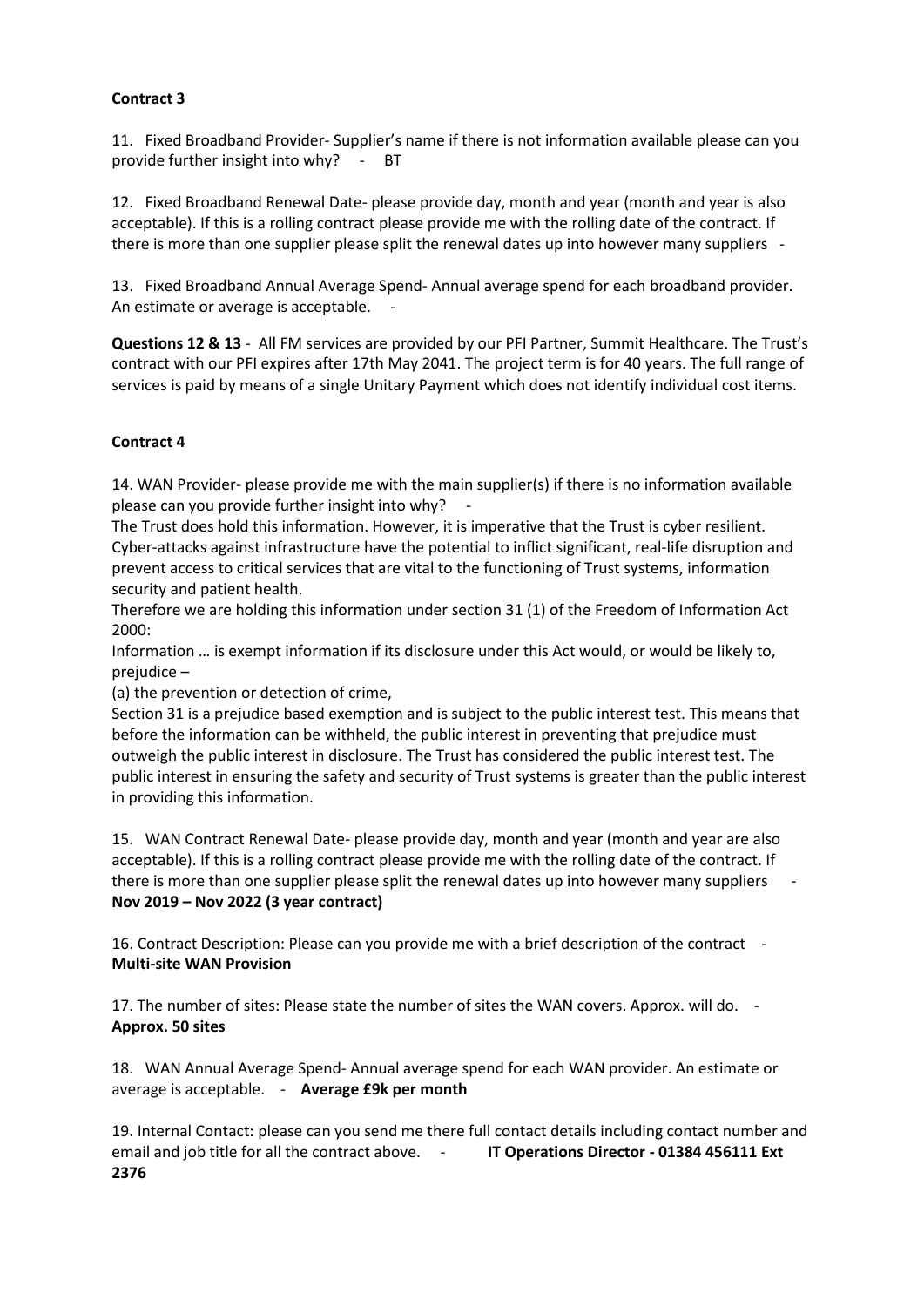**Contract 3**

11. Fixed Broadband Provider- Supplier's name if there is not information available please can you provide further insight into why? - BT

12. Fixed Broadband Renewal Date- please provide day, month and year (month and year is also acceptable). If this is a rolling contract please provide me with the rolling date of the contract. If there is more than one supplier please split the renewal dates up into however many suppliers -

13. Fixed Broadband Annual Average Spend- Annual average spend for each broadband provider. An estimate or average is acceptable. -

**Questions 12 & 13** - All FM services are provided by our PFI Partner, Summit Healthcare. The Trust's contract with our PFI expires after 17th May 2041. The project term is for 40 years. The full range of services is paid by means of a single Unitary Payment which does not identify individual cost items.

**Contract 4**

14. WAN Provider- please provide me with the main supplier(s) if there is no information available please can you provide further insight into why? -
The Trust does hold this information. However, it is imperative that the Trust is cyber resilient. Cyber-attacks against infrastructure have the potential to inflict significant, real-life disruption and prevent access to critical services that are vital to the functioning of Trust systems, information security and patient health.
Therefore we are holding this information under section 31 (1) of the Freedom of Information Act 2000:
Information … is exempt information if its disclosure under this Act would, or would be likely to, prejudice –
(a) the prevention or detection of crime,
Section 31 is a prejudice based exemption and is subject to the public interest test. This means that before the information can be withheld, the public interest in preventing that prejudice must outweigh the public interest in disclosure. The Trust has considered the public interest test. The public interest in ensuring the safety and security of Trust systems is greater than the public interest in providing this information.

15. WAN Contract Renewal Date- please provide day, month and year (month and year are also acceptable). If this is a rolling contract please provide me with the rolling date of the contract. If there is more than one supplier please split the renewal dates up into however many suppliers -
**Nov 2019 – Nov 2022 (3 year contract)**

16. Contract Description: Please can you provide me with a brief description of the contract -
**Multi-site WAN Provision**

17. The number of sites: Please state the number of sites the WAN covers. Approx. will do. -
**Approx. 50 sites**

18. WAN Annual Average Spend- Annual average spend for each WAN provider. An estimate or average is acceptable. - **Average £9k per month**

19. Internal Contact: please can you send me there full contact details including contact number and email and job title for all the contract above. - **IT Operations Director - 01384 456111 Ext 2376**